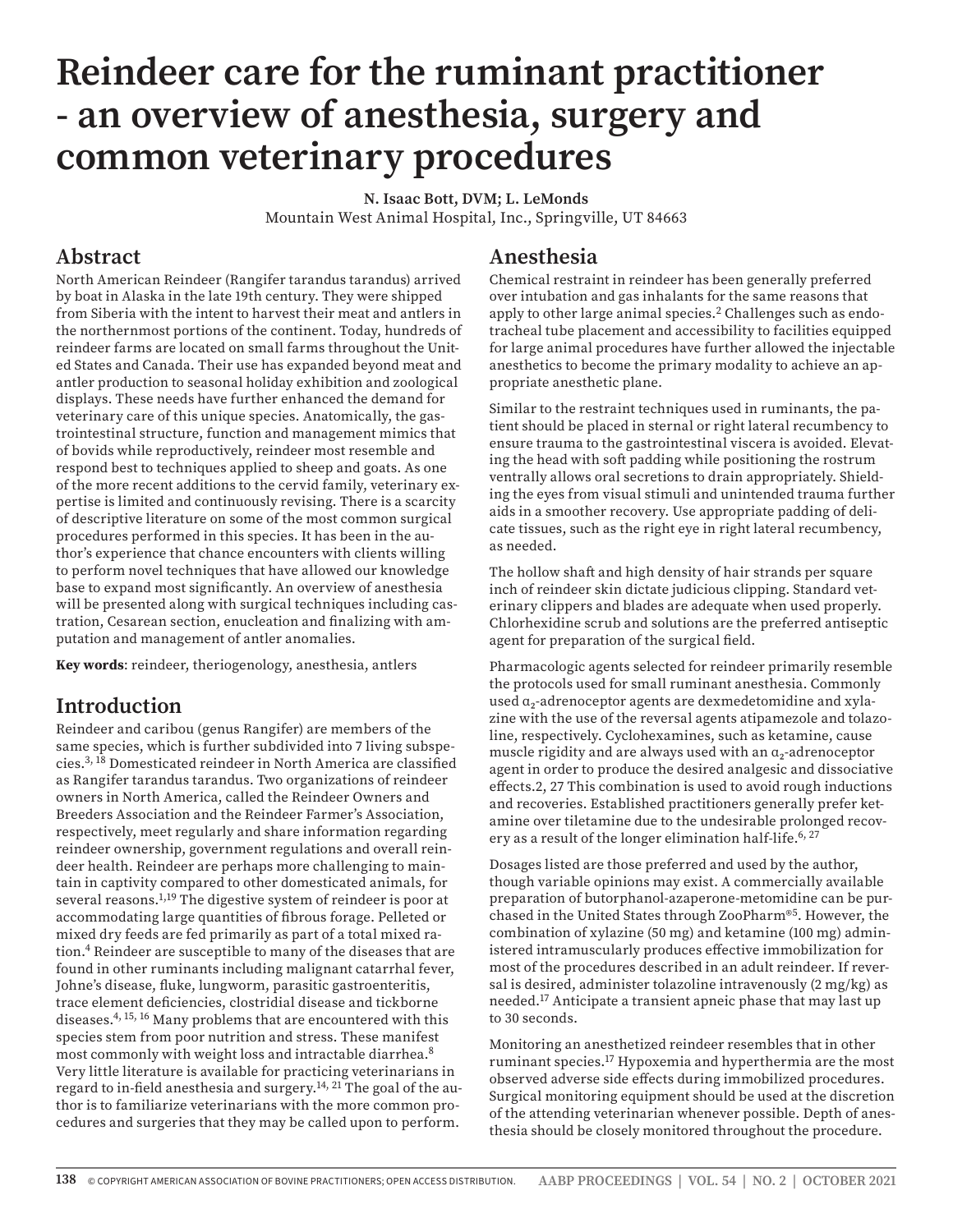# Reindeer care for the ruminant practitioner - an overview of anesthesia, surgery and common veterinary procedures

**N. Isaac Bott, DVM; L. LeMonds**
Mountain West Animal Hospital, Inc., Springville, UT 84663

## Abstract

North American Reindeer (Rangifer tarandus tarandus) arrived by boat in Alaska in the late 19th century. They were shipped from Siberia with the intent to harvest their meat and antlers in the northernmost portions of the continent. Today, hundreds of reindeer farms are located on small farms throughout the United States and Canada. Their use has expanded beyond meat and antler production to seasonal holiday exhibition and zoological displays. These needs have further enhanced the demand for veterinary care of this unique species. Anatomically, the gastrointestinal structure, function and management mimics that of bovids while reproductively, reindeer most resemble and respond best to techniques applied to sheep and goats. As one of the more recent additions to the cervid family, veterinary expertise is limited and continuously revising. There is a scarcity of descriptive literature on some of the most common surgical procedures performed in this species. It has been in the author's experience that chance encounters with clients willing to perform novel techniques that have allowed our knowledge base to expand most significantly. An overview of anesthesia will be presented along with surgical techniques including castration, Cesarean section, enucleation and finalizing with amputation and management of antler anomalies.

**Key words**: reindeer, theriogenology, anesthesia, antlers

## Introduction

Reindeer and caribou (genus Rangifer) are members of the same species, which is further subdivided into 7 living subspecies.[3, 18] Domesticated reindeer in North America are classified as Rangifer tarandus tarandus. Two organizations of reindeer owners in North America, called the Reindeer Owners and Breeders Association and the Reindeer Farmer's Association, respectively, meet regularly and share information regarding reindeer ownership, government regulations and overall reindeer health. Reindeer are perhaps more challenging to maintain in captivity compared to other domesticated animals, for several reasons.[1,19] The digestive system of reindeer is poor at accommodating large quantities of fibrous forage. Pelleted or mixed dry feeds are fed primarily as part of a total mixed ration.[4] Reindeer are susceptible to many of the diseases that are found in other ruminants including malignant catarrhal fever, Johne's disease, fluke, lungworm, parasitic gastroenteritis, trace element deficiencies, clostridial disease and tickborne diseases.[4, 15, 16] Many problems that are encountered with this species stem from poor nutrition and stress. These manifest most commonly with weight loss and intractable diarrhea.[8] Very little literature is available for practicing veterinarians in regard to in-field anesthesia and surgery.[14, 21] The goal of the author is to familiarize veterinarians with the more common procedures and surgeries that they may be called upon to perform.

## Anesthesia

Chemical restraint in reindeer has been generally preferred over intubation and gas inhalants for the same reasons that apply to other large animal species.[2] Challenges such as endotracheal tube placement and accessibility to facilities equipped for large animal procedures have further allowed the injectable anesthetics to become the primary modality to achieve an appropriate anesthetic plane.

Similar to the restraint techniques used in ruminants, the patient should be placed in sternal or right lateral recumbency to ensure trauma to the gastrointestinal viscera is avoided. Elevating the head with soft padding while positioning the rostrum ventrally allows oral secretions to drain appropriately. Shielding the eyes from visual stimuli and unintended trauma further aids in a smoother recovery. Use appropriate padding of delicate tissues, such as the right eye in right lateral recumbency, as needed.

The hollow shaft and high density of hair strands per square inch of reindeer skin dictate judicious clipping. Standard veterinary clippers and blades are adequate when used properly. Chlorhexidine scrub and solutions are the preferred antiseptic agent for preparation of the surgical field.

Pharmacologic agents selected for reindeer primarily resemble the protocols used for small ruminant anesthesia. Commonly used $\alpha_2$-adrenoceptor agents are dexmedetomidine and xylazine with the use of the reversal agents atipamezole and tolazoline, respectively. Cyclohexamines, such as ketamine, cause muscle rigidity and are always used with an $\alpha_2$-adrenoceptor agent in order to produce the desired analgesic and dissociative effects.2, 27 This combination is used to avoid rough inductions and recoveries. Established practitioners generally prefer ketamine over tiletamine due to the undesirable prolonged recovery as a result of the longer elimination half-life.[6, 27]

Dosages listed are those preferred and used by the author, though variable opinions may exist. A commercially available preparation of butorphanol-azaperone-metomidine can be purchased in the United States through ZooPharm®5. However, the combination of xylazine (50 mg) and ketamine (100 mg) administered intramuscularly produces effective immobilization for most of the procedures described in an adult reindeer. If reversal is desired, administer tolazoline intravenously (2 mg/kg) as needed.[17] Anticipate a transient apneic phase that may last up to 30 seconds.

Monitoring an anesthetized reindeer resembles that in other ruminant species.[17] Hypoxemia and hyperthermia are the most observed adverse side effects during immobilized procedures. Surgical monitoring equipment should be used at the discretion of the attending veterinarian whenever possible. Depth of anesthesia should be closely monitored throughout the procedure.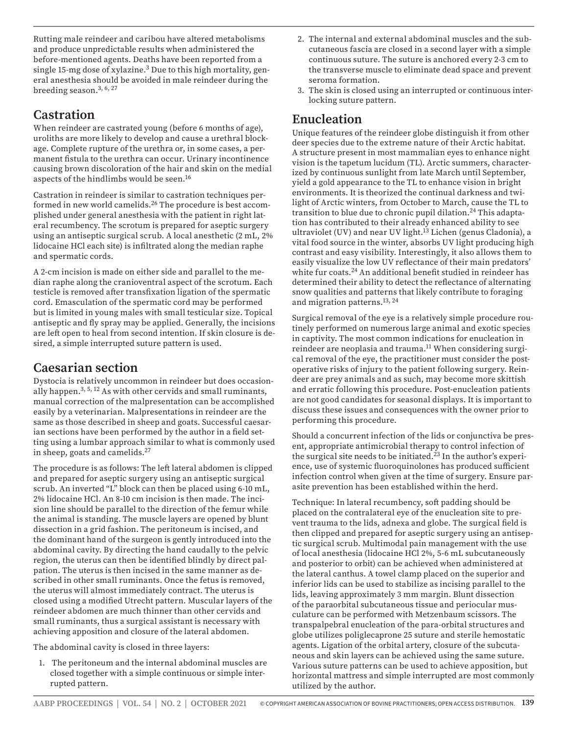Rutting male reindeer and caribou have altered metabolisms and produce unpredictable results when administered the before-mentioned agents. Deaths have been reported from a single 15-mg dose of xylazine.[3] Due to this high mortality, general anesthesia should be avoided in male reindeer during the breeding season.[3, 6, 27]

## Castration

When reindeer are castrated young (before 6 months of age), uroliths are more likely to develop and cause a urethral blockage. Complete rupture of the urethra or, in some cases, a permanent fistula to the urethra can occur. Urinary incontinence causing brown discoloration of the hair and skin on the medial aspects of the hindlimbs would be seen.[16]

Castration in reindeer is similar to castration techniques performed in new world camelids.[26] The procedure is best accomplished under general anesthesia with the patient in right lateral recumbency. The scrotum is prepared for aseptic surgery using an antiseptic surgical scrub. A local anesthetic (2 mL, 2% lidocaine HCl each site) is infiltrated along the median raphe and spermatic cords.

A 2-cm incision is made on either side and parallel to the median raphe along the cranioventral aspect of the scrotum. Each testicle is removed after transfixation ligation of the spermatic cord. Emasculation of the spermatic cord may be performed but is limited in young males with small testicular size. Topical antiseptic and fly spray may be applied. Generally, the incisions are left open to heal from second intention. If skin closure is desired, a simple interrupted suture pattern is used.

## Caesarian section

Dystocia is relatively uncommon in reindeer but does occasionally happen.[3, 5, 12] As with other cervids and small ruminants, manual correction of the malpresentation can be accomplished easily by a veterinarian. Malpresentations in reindeer are the same as those described in sheep and goats. Successful caesarian sections have been performed by the author in a field setting using a lumbar approach similar to what is commonly used in sheep, goats and camelids.[27]

The procedure is as follows: The left lateral abdomen is clipped and prepared for aseptic surgery using an antiseptic surgical scrub. An inverted "L" block can then be placed using 6-10 mL, 2% lidocaine HCl. An 8-10 cm incision is then made. The incision line should be parallel to the direction of the femur while the animal is standing. The muscle layers are opened by blunt dissection in a grid fashion. The peritoneum is incised, and the dominant hand of the surgeon is gently introduced into the abdominal cavity. By directing the hand caudally to the pelvic region, the uterus can then be identified blindly by direct palpation. The uterus is then incised in the same manner as described in other small ruminants. Once the fetus is removed, the uterus will almost immediately contract. The uterus is closed using a modified Utrecht pattern. Muscular layers of the reindeer abdomen are much thinner than other cervids and small ruminants, thus a surgical assistant is necessary with achieving apposition and closure of the lateral abdomen.

The abdominal cavity is closed in three layers:

1. The peritoneum and the internal abdominal muscles are closed together with a simple continuous or simple interrupted pattern.
2. The internal and external abdominal muscles and the subcutaneous fascia are closed in a second layer with a simple continuous suture. The suture is anchored every 2-3 cm to the transverse muscle to eliminate dead space and prevent seroma formation.
3. The skin is closed using an interrupted or continuous interlocking suture pattern.

## Enucleation

Unique features of the reindeer globe distinguish it from other deer species due to the extreme nature of their Arctic habitat. A structure present in most mammalian eyes to enhance night vision is the tapetum lucidum (TL). Arctic summers, characterized by continuous sunlight from late March until September, yield a gold appearance to the TL to enhance vision in bright environments. It is theorized the continual darkness and twilight of Arctic winters, from October to March, cause the TL to transition to blue due to chronic pupil dilation.[24] This adaptation has contributed to their already enhanced ability to see ultraviolet (UV) and near UV light.[13] Lichen (genus Cladonia), a vital food source in the winter, absorbs UV light producing high contrast and easy visibility. Interestingly, it also allows them to easily visualize the low UV reflectance of their main predators' white fur coats.[24] An additional benefit studied in reindeer has determined their ability to detect the reflectance of alternating snow qualities and patterns that likely contribute to foraging and migration patterns.[13, 24]

Surgical removal of the eye is a relatively simple procedure routinely performed on numerous large animal and exotic species in captivity. The most common indications for enucleation in reindeer are neoplasia and trauma.[11] When considering surgical removal of the eye, the practitioner must consider the post-operative risks of injury to the patient following surgery. Reindeer are prey animals and as such, may become more skittish and erratic following this procedure. Post-enucleation patients are not good candidates for seasonal displays. It is important to discuss these issues and consequences with the owner prior to performing this procedure.

Should a concurrent infection of the lids or conjunctiva be present, appropriate antimicrobial therapy to control infection of the surgical site needs to be initiated.[23] In the author's experience, use of systemic fluoroquinolones has produced sufficient infection control when given at the time of surgery. Ensure parasite prevention has been established within the herd.

Technique: In lateral recumbency, soft padding should be placed on the contralateral eye of the enucleation site to prevent trauma to the lids, adnexa and globe. The surgical field is then clipped and prepared for aseptic surgery using an antiseptic surgical scrub. Multimodal pain management with the use of local anesthesia (lidocaine HCl 2%, 5-6 mL subcutaneously and posterior to orbit) can be achieved when administered at the lateral canthus. A towel clamp placed on the superior and inferior lids can be used to stabilize as incising parallel to the lids, leaving approximately 3 mm margin. Blunt dissection of the paraorbital subcutaneous tissue and periocular musculature can be performed with Metzenbaum scissors. The transpalpebral enucleation of the para-orbital structures and globe utilizes poliglecaprone 25 suture and sterile hemostatic agents. Ligation of the orbital artery, closure of the subcutaneous and skin layers can be achieved using the same suture. Various suture patterns can be used to achieve apposition, but horizontal mattress and simple interrupted are most commonly utilized by the author.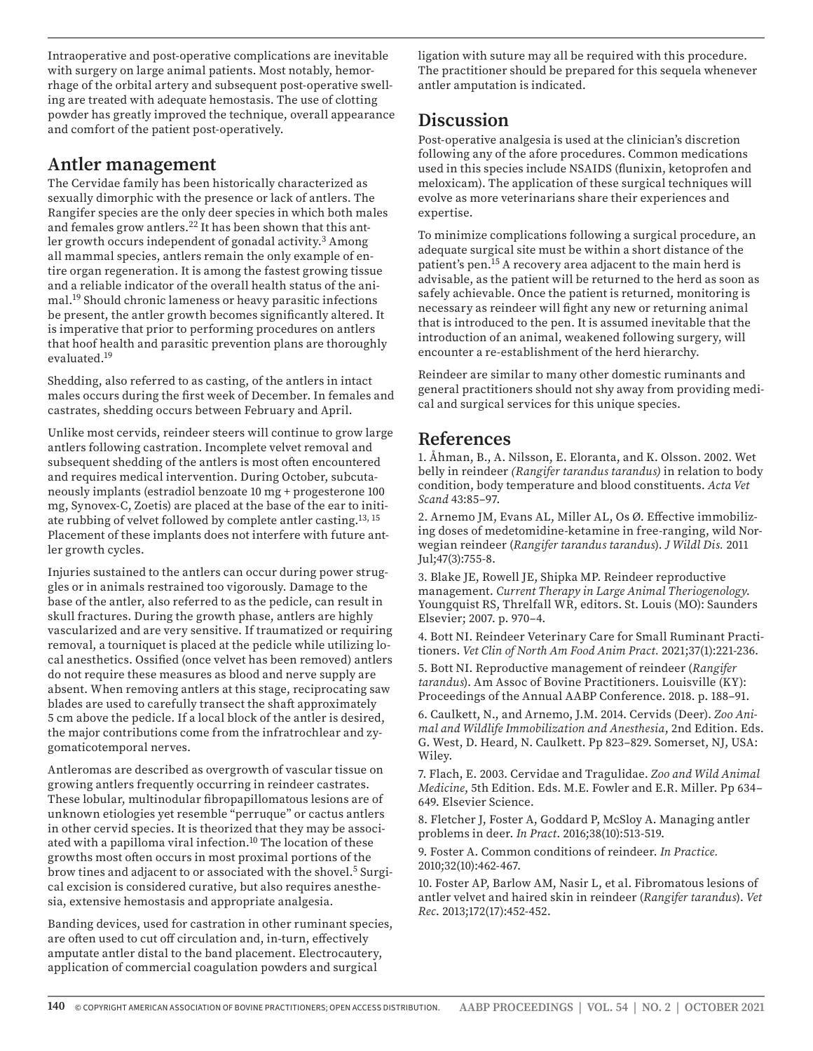Intraoperative and post-operative complications are inevitable with surgery on large animal patients. Most notably, hemorrhage of the orbital artery and subsequent post-operative swelling are treated with adequate hemostasis. The use of clotting powder has greatly improved the technique, overall appearance and comfort of the patient post-operatively.

## Antler management

The Cervidae family has been historically characterized as sexually dimorphic with the presence or lack of antlers. The Rangifer species are the only deer species in which both males and females grow antlers.[22] It has been shown that this antler growth occurs independent of gonadal activity.[3] Among all mammal species, antlers remain the only example of entire organ regeneration. It is among the fastest growing tissue and a reliable indicator of the overall health status of the animal.[19] Should chronic lameness or heavy parasitic infections be present, the antler growth becomes significantly altered. It is imperative that prior to performing procedures on antlers that hoof health and parasitic prevention plans are thoroughly evaluated.[19]

Shedding, also referred to as casting, of the antlers in intact males occurs during the first week of December. In females and castrates, shedding occurs between February and April.

Unlike most cervids, reindeer steers will continue to grow large antlers following castration. Incomplete velvet removal and subsequent shedding of the antlers is most often encountered and requires medical intervention. During October, subcutaneously implants (estradiol benzoate 10 mg + progesterone 100 mg, Synovex-C, Zoetis) are placed at the base of the ear to initiate rubbing of velvet followed by complete antler casting.[13, 15] Placement of these implants does not interfere with future antler growth cycles.

Injuries sustained to the antlers can occur during power struggles or in animals restrained too vigorously. Damage to the base of the antler, also referred to as the pedicle, can result in skull fractures. During the growth phase, antlers are highly vascularized and are very sensitive. If traumatized or requiring removal, a tourniquet is placed at the pedicle while utilizing local anesthetics. Ossified (once velvet has been removed) antlers do not require these measures as blood and nerve supply are absent. When removing antlers at this stage, reciprocating saw blades are used to carefully transect the shaft approximately 5 cm above the pedicle. If a local block of the antler is desired, the major contributions come from the infratrochlear and zygomaticotemporal nerves.

Antleromas are described as overgrowth of vascular tissue on growing antlers frequently occurring in reindeer castrates. These lobular, multinodular fibropapillomatous lesions are of unknown etiologies yet resemble "perruque" or cactus antlers in other cervid species. It is theorized that they may be associated with a papilloma viral infection.[10] The location of these growths most often occurs in most proximal portions of the brow tines and adjacent to or associated with the shovel.[5] Surgical excision is considered curative, but also requires anesthesia, extensive hemostasis and appropriate analgesia.

Banding devices, used for castration in other ruminant species, are often used to cut off circulation and, in-turn, effectively amputate antler distal to the band placement. Electrocautery, application of commercial coagulation powders and surgical ligation with suture may all be required with this procedure. The practitioner should be prepared for this sequela whenever antler amputation is indicated.

## Discussion

Post-operative analgesia is used at the clinician's discretion following any of the afore procedures. Common medications used in this species include NSAIDS (flunixin, ketoprofen and meloxicam). The application of these surgical techniques will evolve as more veterinarians share their experiences and expertise.

To minimize complications following a surgical procedure, an adequate surgical site must be within a short distance of the patient's pen.[15] A recovery area adjacent to the main herd is advisable, as the patient will be returned to the herd as soon as safely achievable. Once the patient is returned, monitoring is necessary as reindeer will fight any new or returning animal that is introduced to the pen. It is assumed inevitable that the introduction of an animal, weakened following surgery, will encounter a re-establishment of the herd hierarchy.

Reindeer are similar to many other domestic ruminants and general practitioners should not shy away from providing medical and surgical services for this unique species.

## References

1. Åhman, B., A. Nilsson, E. Eloranta, and K. Olsson. 2002. Wet belly in reindeer *(Rangifer tarandus tarandus)* in relation to body condition, body temperature and blood constituents. *Acta Vet Scand* 43:85–97.

2. Arnemo JM, Evans AL, Miller AL, Os Ø. Effective immobilizing doses of medetomidine-ketamine in free-ranging, wild Norwegian reindeer (*Rangifer tarandus tarandus*). *J Wildl Dis.* 2011 Jul;47(3):755-8.

3. Blake JE, Rowell JE, Shipka MP. Reindeer reproductive management. *Current Therapy in Large Animal Theriogenology*. Youngquist RS, Threlfall WR, editors. St. Louis (MO): Saunders Elsevier; 2007. p. 970–4.

4. Bott NI. Reindeer Veterinary Care for Small Ruminant Practitioners. *Vet Clin of North Am Food Anim Pract.* 2021;37(1):221-236.

5. Bott NI. Reproductive management of reindeer (*Rangifer tarandus*). Am Assoc of Bovine Practitioners. Louisville (KY): Proceedings of the Annual AABP Conference. 2018. p. 188–91.

6. Caulkett, N., and Arnemo, J.M. 2014. Cervids (Deer). *Zoo Animal and Wildlife Immobilization and Anesthesia*, 2nd Edition. Eds. G. West, D. Heard, N. Caulkett. Pp 823–829. Somerset, NJ, USA: Wiley.

7. Flach, E. 2003. Cervidae and Tragulidae. *Zoo and Wild Animal Medicine*, 5th Edition. Eds. M.E. Fowler and E.R. Miller. Pp 634–649. Elsevier Science.

8. Fletcher J, Foster A, Goddard P, McSloy A. Managing antler problems in deer. *In Pract*. 2016;38(10):513-519.

9. Foster A. Common conditions of reindeer. *In Practice.* 2010;32(10):462-467.

10. Foster AP, Barlow AM, Nasir L, et al. Fibromatous lesions of antler velvet and haired skin in reindeer (*Rangifer tarandus*). *Vet Rec*. 2013;172(17):452-452.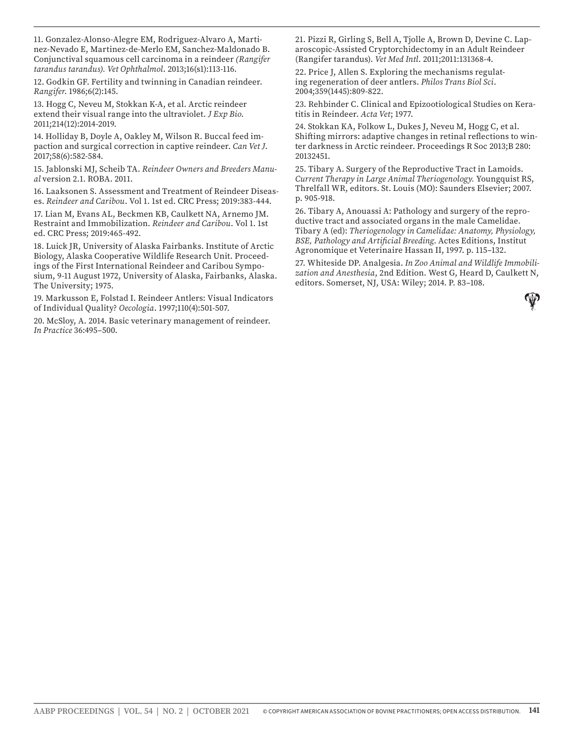11. Gonzalez-Alonso-Alegre EM, Rodriguez-Alvaro A, Martinez-Nevado E, Martinez-de-Merlo EM, Sanchez-Maldonado B. Conjunctival squamous cell carcinoma in a reindeer *(Rangifer tarandus tarandus). Vet Ophthalmol*. 2013;16(s1):113-116.

12. Godkin GF. Fertility and twinning in Canadian reindeer. *Rangifer*. 1986;6(2):145.

13. Hogg C, Neveu M, Stokkan K-A, et al. Arctic reindeer extend their visual range into the ultraviolet. *J Exp Bio*. 2011;214(12):2014-2019.

14. Holliday B, Doyle A, Oakley M, Wilson R. Buccal feed impaction and surgical correction in captive reindeer. *Can Vet J*. 2017;58(6):582-584.

15. Jablonski MJ, Scheib TA. *Reindeer Owners and Breeders Manual* version 2.1. ROBA. 2011.

16. Laaksonen S. Assessment and Treatment of Reindeer Diseases. *Reindeer and Caribou*. Vol 1. 1st ed. CRC Press; 2019:383-444.

17. Lian M, Evans AL, Beckmen KB, Caulkett NA, Arnemo JM. Restraint and Immobilization. *Reindeer and Caribou*. Vol 1. 1st ed. CRC Press; 2019:465-492.

18. Luick JR, University of Alaska Fairbanks. Institute of Arctic Biology, Alaska Cooperative Wildlife Research Unit. Proceedings of the First International Reindeer and Caribou Symposium, 9-11 August 1972, University of Alaska, Fairbanks, Alaska. The University; 1975.

19. Markusson E, Folstad I. Reindeer Antlers: Visual Indicators of Individual Quality? *Oecologia*. 1997;110(4):501-507.

20. McSloy, A. 2014. Basic veterinary management of reindeer. *In Practice* 36:495–500.

21. Pizzi R, Girling S, Bell A, Tjolle A, Brown D, Devine C. Laparoscopic-Assisted Cryptorchidectomy in an Adult Reindeer (Rangifer tarandus). *Vet Med Intl*. 2011;2011:131368-4.

22. Price J, Allen S. Exploring the mechanisms regulating regeneration of deer antlers. *Philos Trans Biol Sci*. 2004;359(1445):809-822.

23. Rehbinder C. Clinical and Epizootiological Studies on Keratitis in Reindeer. *Acta Vet*; 1977.

24. Stokkan KA, Folkow L, Dukes J, Neveu M, Hogg C, et al. Shifting mirrors: adaptive changes in retinal reflections to winter darkness in Arctic reindeer. Proceedings R Soc 2013;B 280: 20132451.

25. Tibary A. Surgery of the Reproductive Tract in Lamoids. *Current Therapy in Large Animal Theriogenology.* Youngquist RS, Threlfall WR, editors. St. Louis (MO): Saunders Elsevier; 2007. p. 905-918.

26. Tibary A, Anouassi A: Pathology and surgery of the reproductive tract and associated organs in the male Camelidae. Tibary A (ed): *Theriogenology in Camelidae: Anatomy, Physiology, BSE, Pathology and Artificial Breeding*. Actes Editions, Institut Agronomique et Veterinaire Hassan II, 1997. p. 115–132.

27. Whiteside DP. Analgesia. *In Zoo Animal and Wildlife Immobilization and Anesthesia*, 2nd Edition. West G, Heard D, Caulkett N, editors. Somerset, NJ, USA: Wiley; 2014. P. 83–108.